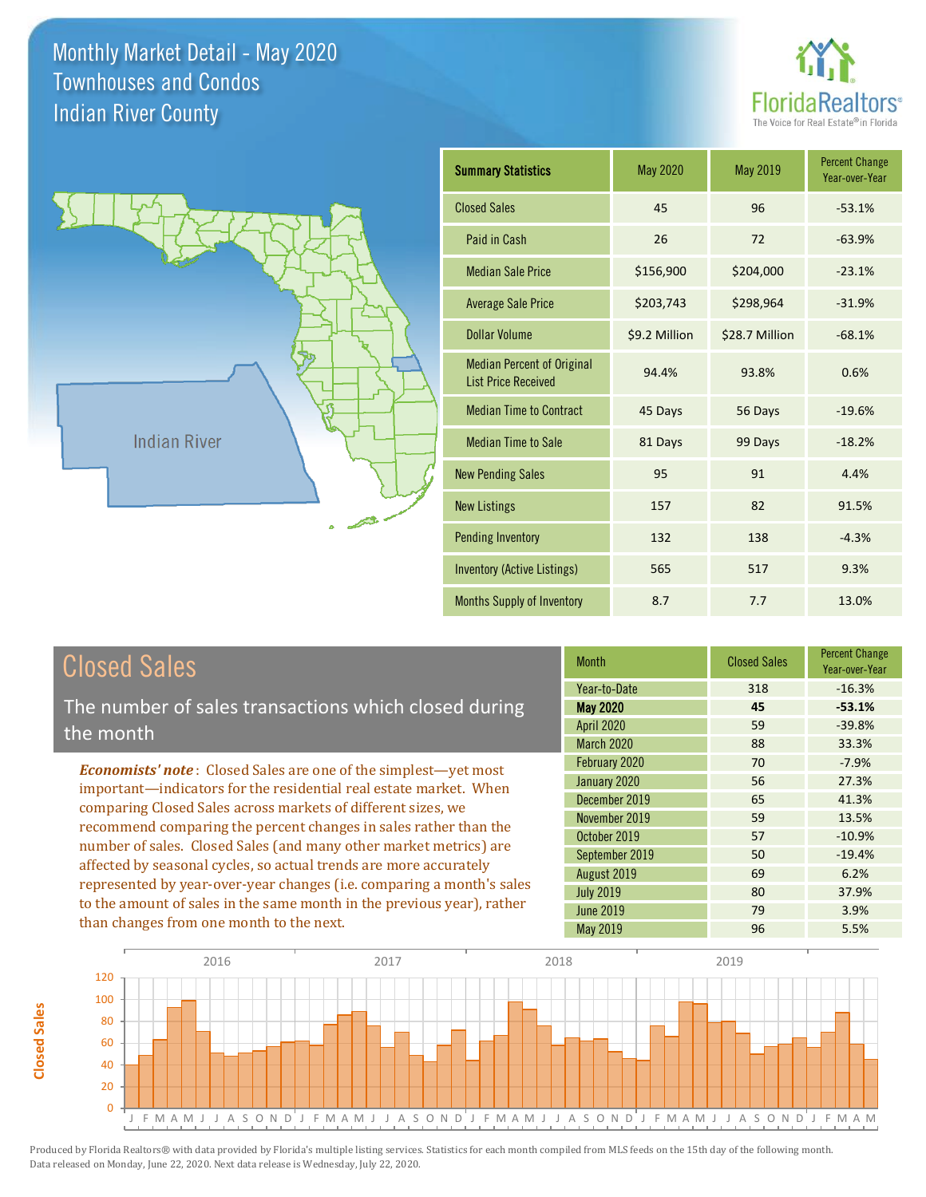# Monthly Market Detail - May 2020
## Townhouses and Condos
## Indian River County

FloridaRealtors® The Voice for Real Estate® in Florida

Indian River

| Summary Statistics | May 2020 | May 2019 | Percent Change Year-over-Year |
|---|---|---|---|
| Closed Sales | 45 | 96 | -53.1% |
| Paid in Cash | 26 | 72 | -63.9% |
| Median Sale Price | $156,900 | $204,000 | -23.1% |
| Average Sale Price | $203,743 | $298,964 | -31.9% |
| Dollar Volume | $9.2 Million | $28.7 Million | -68.1% |
| Median Percent of Original List Price Received | 94.4% | 93.8% | 0.6% |
| Median Time to Contract | 45 Days | 56 Days | -19.6% |
| Median Time to Sale | 81 Days | 99 Days | -18.2% |
| New Pending Sales | 95 | 91 | 4.4% |
| New Listings | 157 | 82 | 91.5% |
| Pending Inventory | 132 | 138 | -4.3% |
| Inventory (Active Listings) | 565 | 517 | 9.3% |
| Months Supply of Inventory | 8.7 | 7.7 | 13.0% |

## Closed Sales

The number of sales transactions which closed during the month

***Economists' note***: Closed Sales are one of the simplest—yet most important—indicators for the residential real estate market. When comparing Closed Sales across markets of different sizes, we recommend comparing the percent changes in sales rather than the number of sales. Closed Sales (and many other market metrics) are affected by seasonal cycles, so actual trends are more accurately represented by year-over-year changes (i.e. comparing a month's sales to the amount of sales in the same month in the previous year), rather than changes from one month to the next.

| Month | Closed Sales | Percent Change Year-over-Year |
|---|---|---|
| Year-to-Date | 318 | -16.3% |
| **May 2020** | **45** | **-53.1%** |
| April 2020 | 59 | -39.8% |
| March 2020 | 88 | 33.3% |
| February 2020 | 70 | -7.9% |
| January 2020 | 56 | 27.3% |
| December 2019 | 65 | 41.3% |
| November 2019 | 59 | 13.5% |
| October 2019 | 57 | -10.9% |
| September 2019 | 50 | -19.4% |
| August 2019 | 69 | 6.2% |
| July 2019 | 80 | 37.9% |
| June 2019 | 79 | 3.9% |
| May 2019 | 96 | 5.5% |

Produced by Florida Realtors® with data provided by Florida's multiple listing services. Statistics for each month compiled from MLS feeds on the 15th day of the following month. Data released on Monday, June 22, 2020. Next data release is Wednesday, July 22, 2020.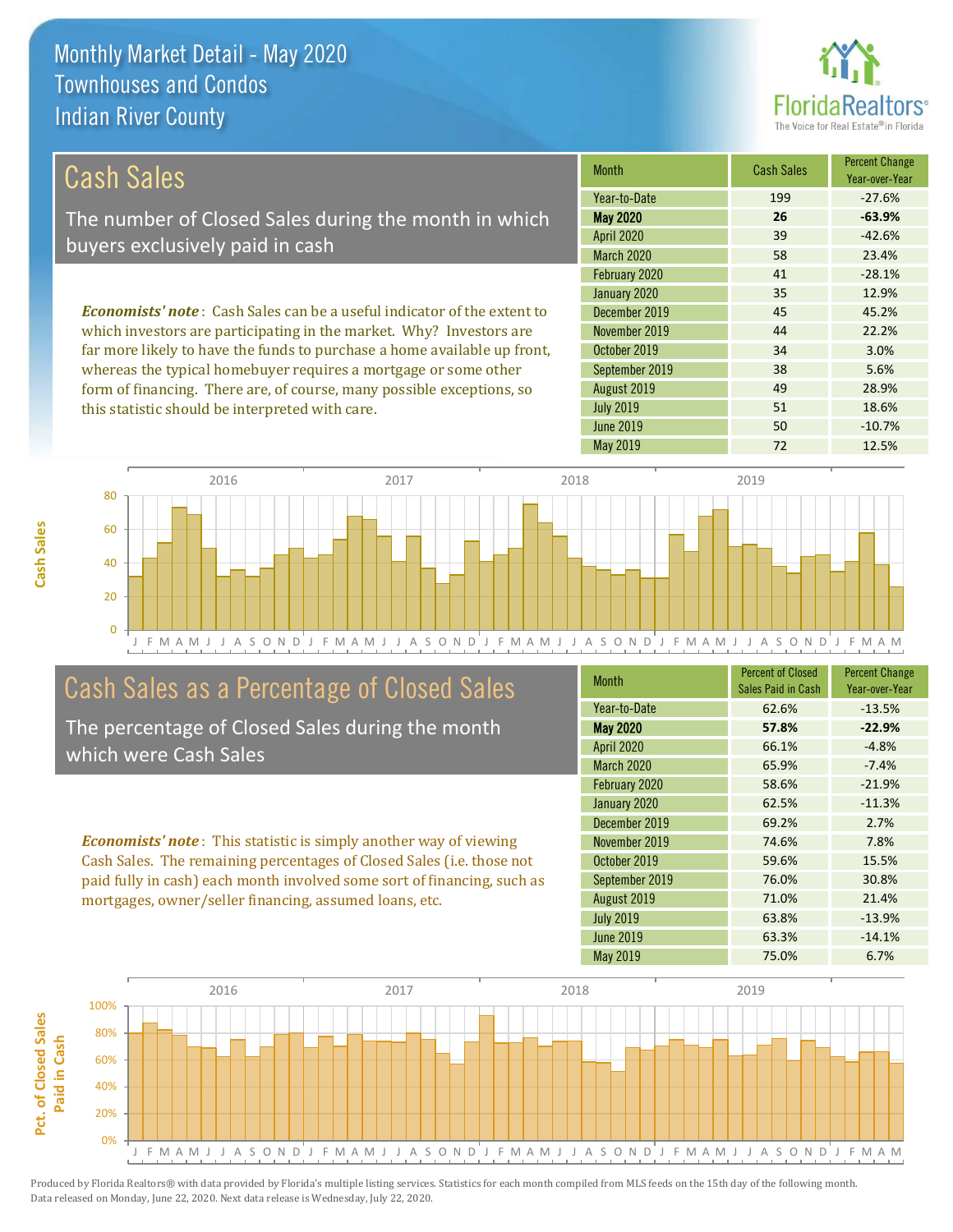# Monthly Market Detail - May 2020
## Townhouses and Condos
## Indian River County

## Cash Sales

The number of Closed Sales during the month in which buyers exclusively paid in cash

***Economists' note***: Cash Sales can be a useful indicator of the extent to which investors are participating in the market. Why? Investors are far more likely to have the funds to purchase a home available up front, whereas the typical homebuyer requires a mortgage or some other form of financing. There are, of course, many possible exceptions, so this statistic should be interpreted with care.

| Month | Cash Sales | Percent Change Year-over-Year |
|---|---|---|
| Year-to-Date | 199 | -27.6% |
| **May 2020** | **26** | **-63.9%** |
| April 2020 | 39 | -42.6% |
| March 2020 | 58 | 23.4% |
| February 2020 | 41 | -28.1% |
| January 2020 | 35 | 12.9% |
| December 2019 | 45 | 45.2% |
| November 2019 | 44 | 22.2% |
| October 2019 | 34 | 3.0% |
| September 2019 | 38 | 5.6% |
| August 2019 | 49 | 28.9% |
| July 2019 | 51 | 18.6% |
| June 2019 | 50 | -10.7% |
| May 2019 | 72 | 12.5% |

## Cash Sales as a Percentage of Closed Sales

The percentage of Closed Sales during the month which were Cash Sales

***Economists' note***: This statistic is simply another way of viewing Cash Sales. The remaining percentages of Closed Sales (i.e. those not paid fully in cash) each month involved some sort of financing, such as mortgages, owner/seller financing, assumed loans, etc.

| Month | Percent of Closed Sales Paid in Cash | Percent Change Year-over-Year |
|---|---|---|
| Year-to-Date | 62.6% | -13.5% |
| **May 2020** | **57.8%** | **-22.9%** |
| April 2020 | 66.1% | -4.8% |
| March 2020 | 65.9% | -7.4% |
| February 2020 | 58.6% | -21.9% |
| January 2020 | 62.5% | -11.3% |
| December 2019 | 69.2% | 2.7% |
| November 2019 | 74.6% | 7.8% |
| October 2019 | 59.6% | 15.5% |
| September 2019 | 76.0% | 30.8% |
| August 2019 | 71.0% | 21.4% |
| July 2019 | 63.8% | -13.9% |
| June 2019 | 63.3% | -14.1% |
| May 2019 | 75.0% | 6.7% |

Produced by Florida Realtors® with data provided by Florida's multiple listing services. Statistics for each month compiled from MLS feeds on the 15th day of the following month. Data released on Monday, June 22, 2020. Next data release is Wednesday, July 22, 2020.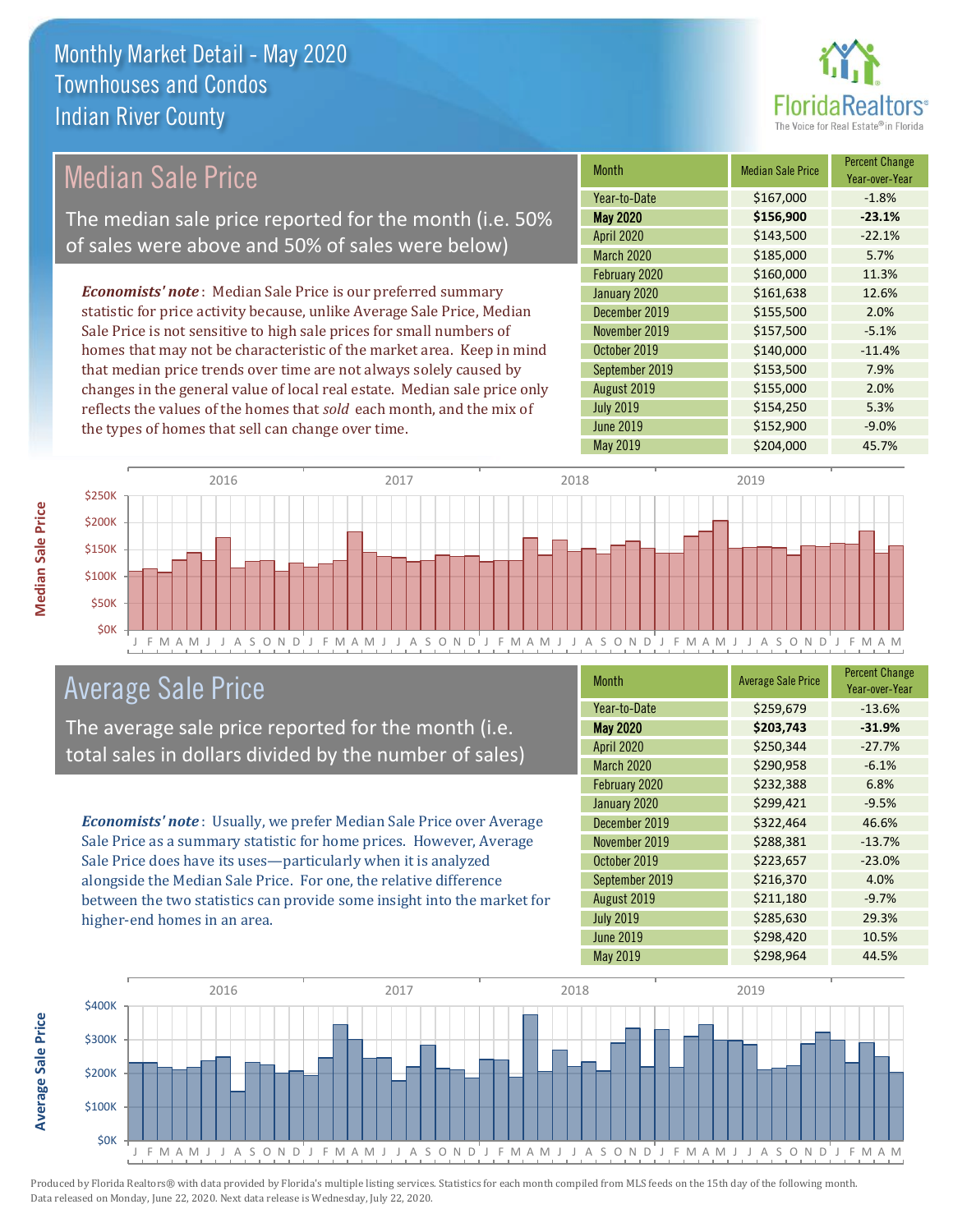# Monthly Market Detail - May 2020
## Townhouses and Condos
## Indian River County

## Median Sale Price

The median sale price reported for the month (i.e. 50% of sales were above and 50% of sales were below)

*Economists' note*: Median Sale Price is our preferred summary statistic for price activity because, unlike Average Sale Price, Median Sale Price is not sensitive to high sale prices for small numbers of homes that may not be characteristic of the market area. Keep in mind that median price trends over time are not always solely caused by changes in the general value of local real estate. Median sale price only reflects the values of the homes that *sold* each month, and the mix of the types of homes that sell can change over time.

| Month | Median Sale Price | Percent Change Year-over-Year |
|---|---|---|
| Year-to-Date | $167,000 | -1.8% |
| **May 2020** | **$156,900** | **-23.1%** |
| April 2020 | $143,500 | -22.1% |
| March 2020 | $185,000 | 5.7% |
| February 2020 | $160,000 | 11.3% |
| January 2020 | $161,638 | 12.6% |
| December 2019 | $155,500 | 2.0% |
| November 2019 | $157,500 | -5.1% |
| October 2019 | $140,000 | -11.4% |
| September 2019 | $153,500 | 7.9% |
| August 2019 | $155,000 | 2.0% |
| July 2019 | $154,250 | 5.3% |
| June 2019 | $152,900 | -9.0% |
| May 2019 | $204,000 | 45.7% |

## Average Sale Price

The average sale price reported for the month (i.e. total sales in dollars divided by the number of sales)

*Economists' note*: Usually, we prefer Median Sale Price over Average Sale Price as a summary statistic for home prices. However, Average Sale Price does have its uses—particularly when it is analyzed alongside the Median Sale Price. For one, the relative difference between the two statistics can provide some insight into the market for higher-end homes in an area.

| Month | Average Sale Price | Percent Change Year-over-Year |
|---|---|---|
| Year-to-Date | $259,679 | -13.6% |
| **May 2020** | **$203,743** | **-31.9%** |
| April 2020 | $250,344 | -27.7% |
| March 2020 | $290,958 | -6.1% |
| February 2020 | $232,388 | 6.8% |
| January 2020 | $299,421 | -9.5% |
| December 2019 | $322,464 | 46.6% |
| November 2019 | $288,381 | -13.7% |
| October 2019 | $223,657 | -23.0% |
| September 2019 | $216,370 | 4.0% |
| August 2019 | $211,180 | -9.7% |
| July 2019 | $285,630 | 29.3% |
| June 2019 | $298,420 | 10.5% |
| May 2019 | $298,964 | 44.5% |

Produced by Florida Realtors® with data provided by Florida's multiple listing services. Statistics for each month compiled from MLS feeds on the 15th day of the following month. Data released on Monday, June 22, 2020. Next data release is Wednesday, July 22, 2020.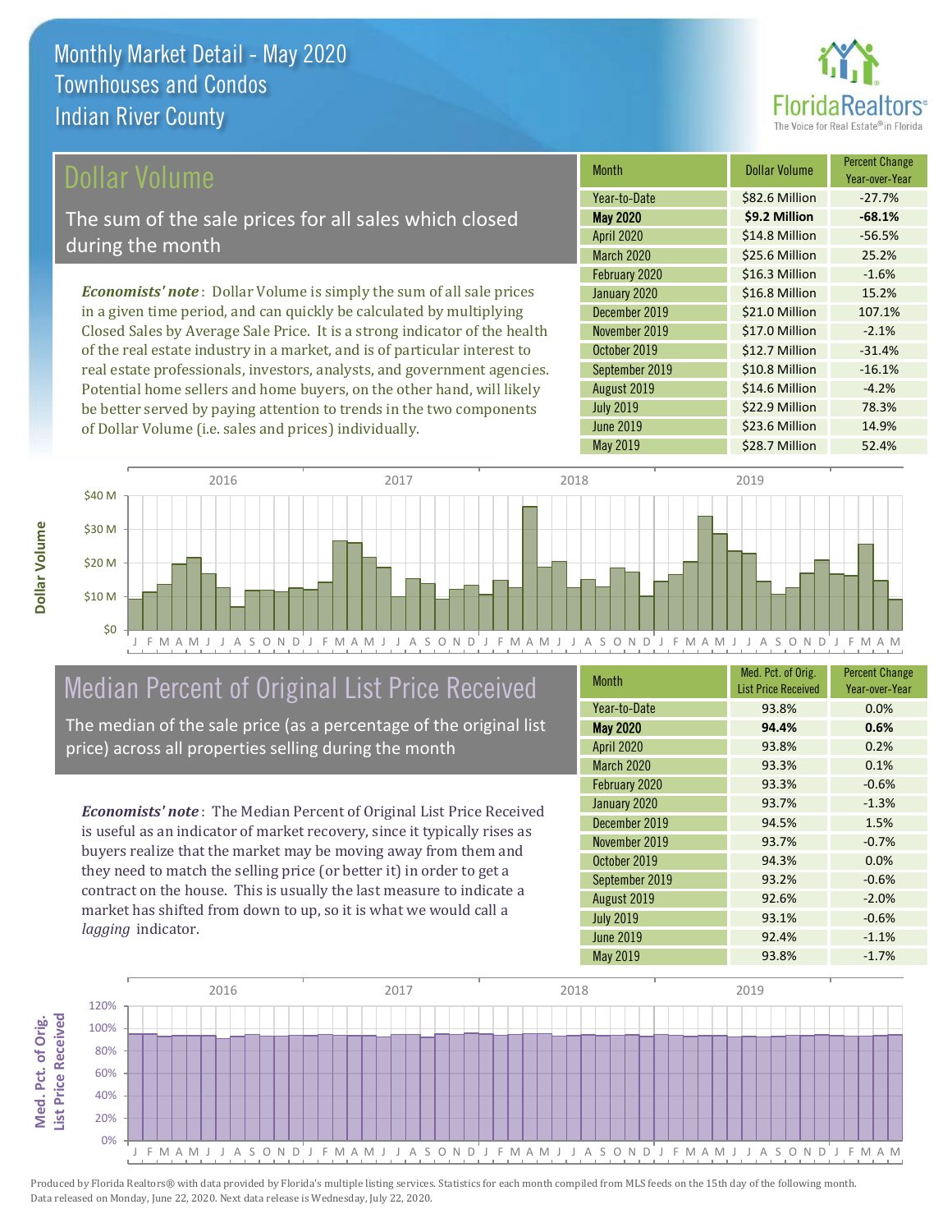# Monthly Market Detail - May 2020
## Townhouses and Condos
## Indian River County

## Dollar Volume

The sum of the sale prices for all sales which closed during the month

*Economists' note*: Dollar Volume is simply the sum of all sale prices in a given time period, and can quickly be calculated by multiplying Closed Sales by Average Sale Price. It is a strong indicator of the health of the real estate industry in a market, and is of particular interest to real estate professionals, investors, analysts, and government agencies. Potential home sellers and home buyers, on the other hand, will likely be better served by paying attention to trends in the two components of Dollar Volume (i.e. sales and prices) individually.

| Month | Dollar Volume | Percent Change Year-over-Year |
|---|---|---|
| Year-to-Date | $82.6 Million | -27.7% |
| **May 2020** | **$9.2 Million** | **-68.1%** |
| April 2020 | $14.8 Million | -56.5% |
| March 2020 | $25.6 Million | 25.2% |
| February 2020 | $16.3 Million | -1.6% |
| January 2020 | $16.8 Million | 15.2% |
| December 2019 | $21.0 Million | 107.1% |
| November 2019 | $17.0 Million | -2.1% |
| October 2019 | $12.7 Million | -31.4% |
| September 2019 | $10.8 Million | -16.1% |
| August 2019 | $14.6 Million | -4.2% |
| July 2019 | $22.9 Million | 78.3% |
| June 2019 | $23.6 Million | 14.9% |
| May 2019 | $28.7 Million | 52.4% |

## Median Percent of Original List Price Received

The median of the sale price (as a percentage of the original list price) across all properties selling during the month

*Economists' note*: The Median Percent of Original List Price Received is useful as an indicator of market recovery, since it typically rises as buyers realize that the market may be moving away from them and they need to match the selling price (or better it) in order to get a contract on the house. This is usually the last measure to indicate a market has shifted from down to up, so it is what we would call a *lagging* indicator.

| Month | Med. Pct. of Orig. List Price Received | Percent Change Year-over-Year |
|---|---|---|
| Year-to-Date | 93.8% | 0.0% |
| **May 2020** | **94.4%** | **0.6%** |
| April 2020 | 93.8% | 0.2% |
| March 2020 | 93.3% | 0.1% |
| February 2020 | 93.3% | -0.6% |
| January 2020 | 93.7% | -1.3% |
| December 2019 | 94.5% | 1.5% |
| November 2019 | 93.7% | -0.7% |
| October 2019 | 94.3% | 0.0% |
| September 2019 | 93.2% | -0.6% |
| August 2019 | 92.6% | -2.0% |
| July 2019 | 93.1% | -0.6% |
| June 2019 | 92.4% | -1.1% |
| May 2019 | 93.8% | -1.7% |

Produced by Florida Realtors® with data provided by Florida's multiple listing services. Statistics for each month compiled from MLS feeds on the 15th day of the following month. Data released on Monday, June 22, 2020. Next data release is Wednesday, July 22, 2020.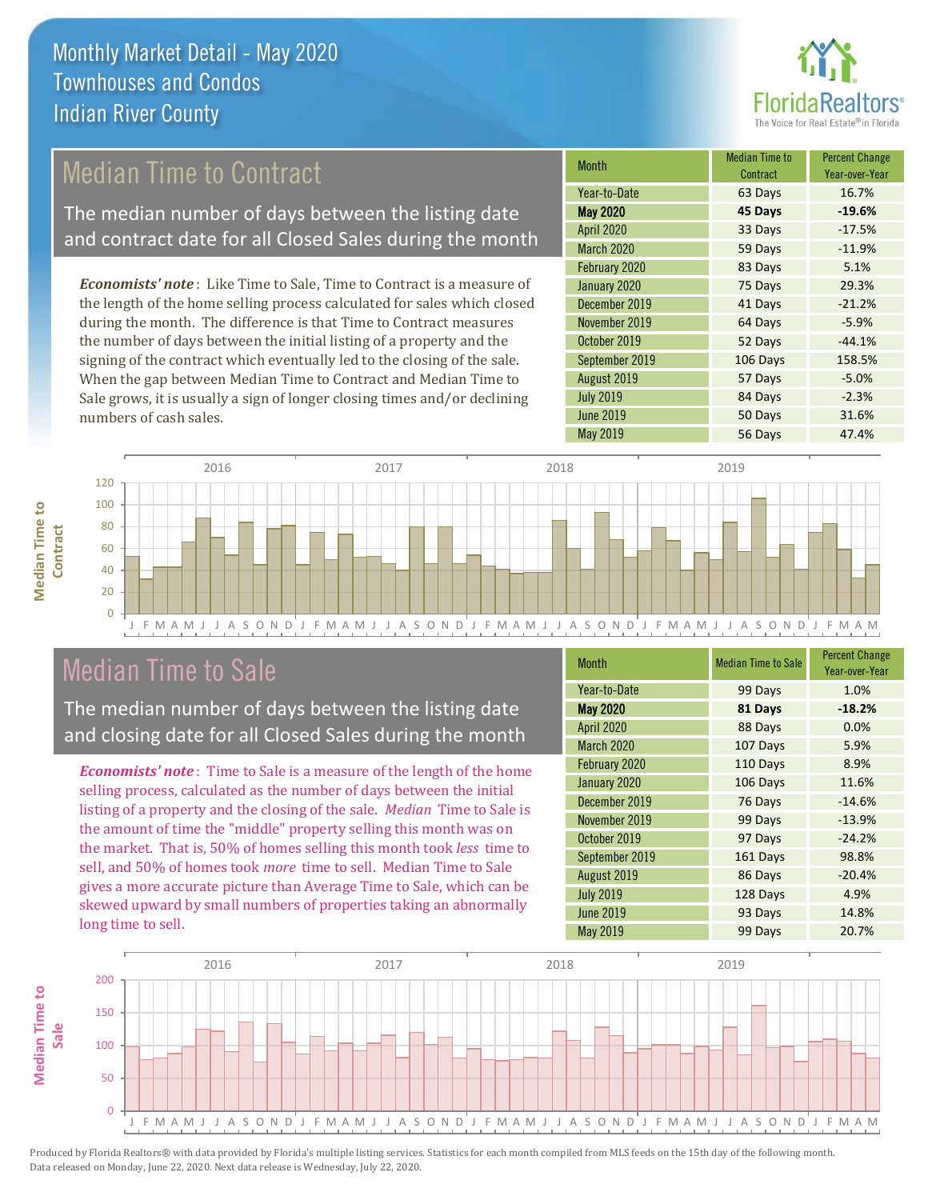# Monthly Market Detail - May 2020
## Townhouses and Condos
## Indian River County

## Median Time to Contract

The median number of days between the listing date and contract date for all Closed Sales during the month

*Economists' note*: Like Time to Sale, Time to Contract is a measure of the length of the home selling process calculated for sales which closed during the month. The difference is that Time to Contract measures the number of days between the initial listing of a property and the signing of the contract which eventually led to the closing of the sale. When the gap between Median Time to Contract and Median Time to Sale grows, it is usually a sign of longer closing times and/or declining numbers of cash sales.

| Month | Median Time to Contract | Percent Change Year-over-Year |
|---|---|---|
| Year-to-Date | 63 Days | 16.7% |
| **May 2020** | **45 Days** | **-19.6%** |
| April 2020 | 33 Days | -17.5% |
| March 2020 | 59 Days | -11.9% |
| February 2020 | 83 Days | 5.1% |
| January 2020 | 75 Days | 29.3% |
| December 2019 | 41 Days | -21.2% |
| November 2019 | 64 Days | -5.9% |
| October 2019 | 52 Days | -44.1% |
| September 2019 | 106 Days | 158.5% |
| August 2019 | 57 Days | -5.0% |
| July 2019 | 84 Days | -2.3% |
| June 2019 | 50 Days | 31.6% |
| May 2019 | 56 Days | 47.4% |

## Median Time to Sale

The median number of days between the listing date and closing date for all Closed Sales during the month

*Economists' note*: Time to Sale is a measure of the length of the home selling process, calculated as the number of days between the initial listing of a property and the closing of the sale. *Median* Time to Sale is the amount of time the "middle" property selling this month was on the market. That is, 50% of homes selling this month took *less* time to sell, and 50% of homes took *more* time to sell. Median Time to Sale gives a more accurate picture than Average Time to Sale, which can be skewed upward by small numbers of properties taking an abnormally long time to sell.

| Month | Median Time to Sale | Percent Change Year-over-Year |
|---|---|---|
| Year-to-Date | 99 Days | 1.0% |
| **May 2020** | **81 Days** | **-18.2%** |
| April 2020 | 88 Days | 0.0% |
| March 2020 | 107 Days | 5.9% |
| February 2020 | 110 Days | 8.9% |
| January 2020 | 106 Days | 11.6% |
| December 2019 | 76 Days | -14.6% |
| November 2019 | 99 Days | -13.9% |
| October 2019 | 97 Days | -24.2% |
| September 2019 | 161 Days | 98.8% |
| August 2019 | 86 Days | -20.4% |
| July 2019 | 128 Days | 4.9% |
| June 2019 | 93 Days | 14.8% |
| May 2019 | 99 Days | 20.7% |

Produced by Florida Realtors® with data provided by Florida's multiple listing services. Statistics for each month compiled from MLS feeds on the 15th day of the following month. Data released on Monday, June 22, 2020. Next data release is Wednesday, July 22, 2020.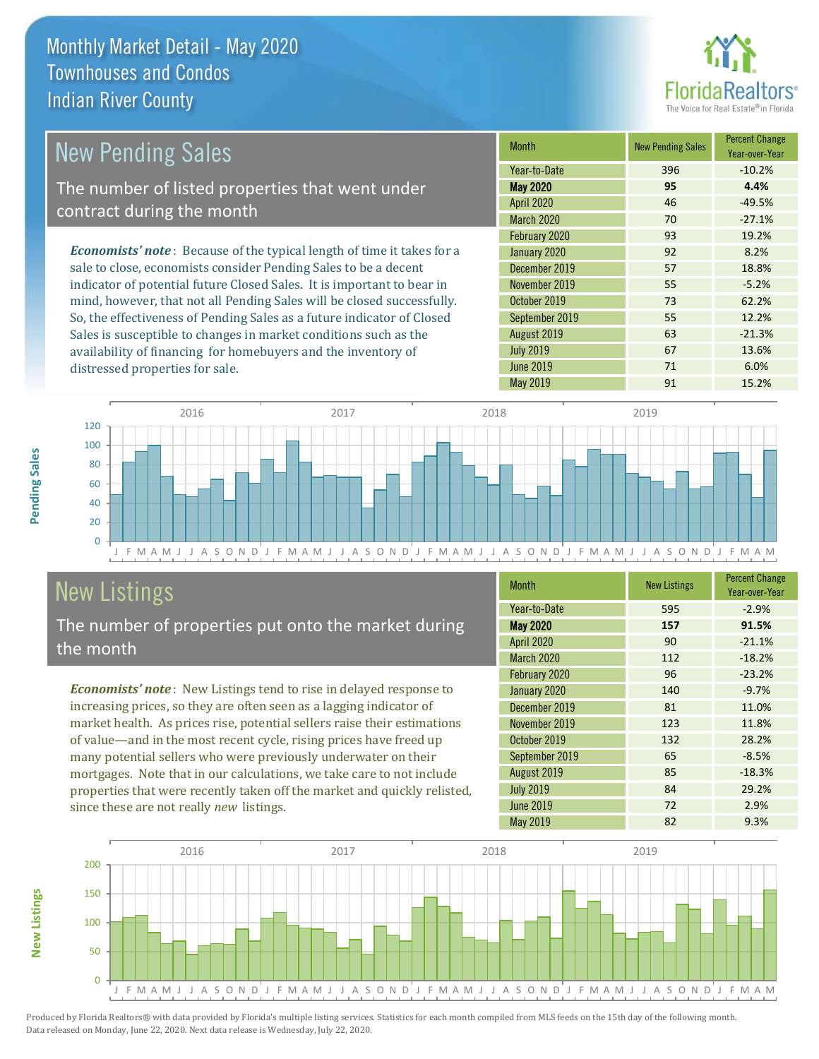# Monthly Market Detail - May 2020
## Townhouses and Condos
## Indian River County

FloridaRealtors® The Voice for Real Estate® in Florida

## New Pending Sales

The number of listed properties that went under contract during the month

***Economists' note***: Because of the typical length of time it takes for a sale to close, economists consider Pending Sales to be a decent indicator of potential future Closed Sales. It is important to bear in mind, however, that not all Pending Sales will be closed successfully. So, the effectiveness of Pending Sales as a future indicator of Closed Sales is susceptible to changes in market conditions such as the availability of financing for homebuyers and the inventory of distressed properties for sale.

| Month | New Pending Sales | Percent Change Year-over-Year |
|---|---|---|
| Year-to-Date | 396 | -10.2% |
| **May 2020** | **95** | **4.4%** |
| April 2020 | 46 | -49.5% |
| March 2020 | 70 | -27.1% |
| February 2020 | 93 | 19.2% |
| January 2020 | 92 | 8.2% |
| December 2019 | 57 | 18.8% |
| November 2019 | 55 | -5.2% |
| October 2019 | 73 | 62.2% |
| September 2019 | 55 | 12.2% |
| August 2019 | 63 | -21.3% |
| July 2019 | 67 | 13.6% |
| June 2019 | 71 | 6.0% |
| May 2019 | 91 | 15.2% |

## New Listings

The number of properties put onto the market during the month

***Economists' note***: New Listings tend to rise in delayed response to increasing prices, so they are often seen as a lagging indicator of market health. As prices rise, potential sellers raise their estimations of value—and in the most recent cycle, rising prices have freed up many potential sellers who were previously underwater on their mortgages. Note that in our calculations, we take care to not include properties that were recently taken off the market and quickly relisted, since these are not really *new* listings.

| Month | New Listings | Percent Change Year-over-Year |
|---|---|---|
| Year-to-Date | 595 | -2.9% |
| **May 2020** | **157** | **91.5%** |
| April 2020 | 90 | -21.1% |
| March 2020 | 112 | -18.2% |
| February 2020 | 96 | -23.2% |
| January 2020 | 140 | -9.7% |
| December 2019 | 81 | 11.0% |
| November 2019 | 123 | 11.8% |
| October 2019 | 132 | 28.2% |
| September 2019 | 65 | -8.5% |
| August 2019 | 85 | -18.3% |
| July 2019 | 84 | 29.2% |
| June 2019 | 72 | 2.9% |
| May 2019 | 82 | 9.3% |

Produced by Florida Realtors® with data provided by Florida's multiple listing services. Statistics for each month compiled from MLS feeds on the 15th day of the following month. Data released on Monday, June 22, 2020. Next data release is Wednesday, July 22, 2020.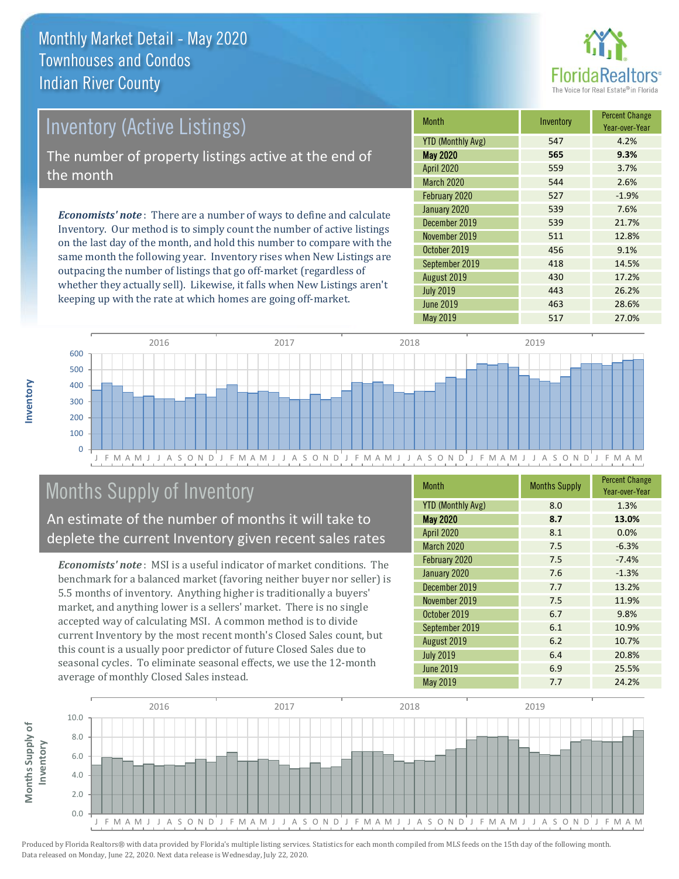# Monthly Market Detail - May 2020
## Townhouses and Condos
## Indian River County

## Inventory (Active Listings)

The number of property listings active at the end of the month

***Economists' note***: There are a number of ways to define and calculate Inventory. Our method is to simply count the number of active listings on the last day of the month, and hold this number to compare with the same month the following year. Inventory rises when New Listings are outpacing the number of listings that go off-market (regardless of whether they actually sell). Likewise, it falls when New Listings aren't keeping up with the rate at which homes are going off-market.

| Month | Inventory | Percent Change Year-over-Year |
|---|---|---|
| YTD (Monthly Avg) | 547 | 4.2% |
| **May 2020** | **565** | **9.3%** |
| April 2020 | 559 | 3.7% |
| March 2020 | 544 | 2.6% |
| February 2020 | 527 | -1.9% |
| January 2020 | 539 | 7.6% |
| December 2019 | 539 | 21.7% |
| November 2019 | 511 | 12.8% |
| October 2019 | 456 | 9.1% |
| September 2019 | 418 | 14.5% |
| August 2019 | 430 | 17.2% |
| July 2019 | 443 | 26.2% |
| June 2019 | 463 | 28.6% |
| May 2019 | 517 | 27.0% |

## Months Supply of Inventory

An estimate of the number of months it will take to deplete the current Inventory given recent sales rates

***Economists' note***: MSI is a useful indicator of market conditions. The benchmark for a balanced market (favoring neither buyer nor seller) is 5.5 months of inventory. Anything higher is traditionally a buyers' market, and anything lower is a sellers' market. There is no single accepted way of calculating MSI. A common method is to divide current Inventory by the most recent month's Closed Sales count, but this count is a usually poor predictor of future Closed Sales due to seasonal cycles. To eliminate seasonal effects, we use the 12-month average of monthly Closed Sales instead.

| Month | Months Supply | Percent Change Year-over-Year |
|---|---|---|
| YTD (Monthly Avg) | 8.0 | 1.3% |
| **May 2020** | **8.7** | **13.0%** |
| April 2020 | 8.1 | 0.0% |
| March 2020 | 7.5 | -6.3% |
| February 2020 | 7.5 | -7.4% |
| January 2020 | 7.6 | -1.3% |
| December 2019 | 7.7 | 13.2% |
| November 2019 | 7.5 | 11.9% |
| October 2019 | 6.7 | 9.8% |
| September 2019 | 6.1 | 10.9% |
| August 2019 | 6.2 | 10.7% |
| July 2019 | 6.4 | 20.8% |
| June 2019 | 6.9 | 25.5% |
| May 2019 | 7.7 | 24.2% |

Produced by Florida Realtors® with data provided by Florida's multiple listing services. Statistics for each month compiled from MLS feeds on the 15th day of the following month. Data released on Monday, June 22, 2020. Next data release is Wednesday, July 22, 2020.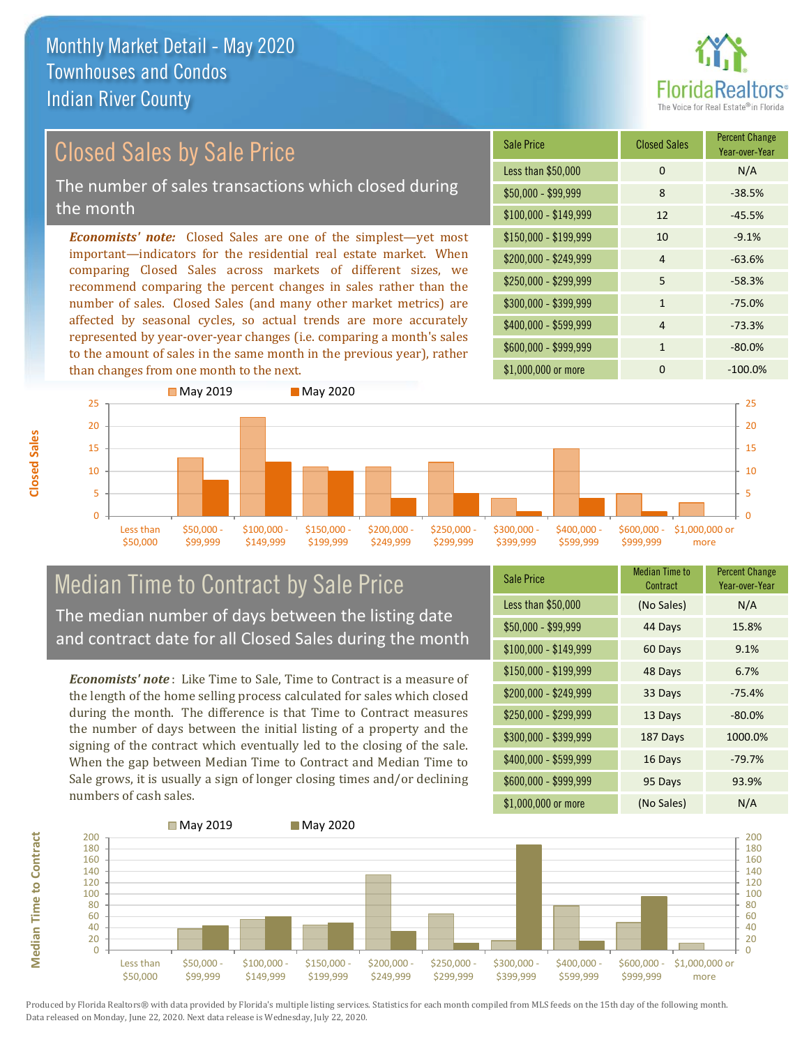# Monthly Market Detail - May 2020
## Townhouses and Condos
## Indian River County

## Closed Sales by Sale Price

The number of sales transactions which closed during the month

***Economists' note:*** Closed Sales are one of the simplest—yet most important—indicators for the residential real estate market. When comparing Closed Sales across markets of different sizes, we recommend comparing the percent changes in sales rather than the number of sales. Closed Sales (and many other market metrics) are affected by seasonal cycles, so actual trends are more accurately represented by year-over-year changes (i.e. comparing a month's sales to the amount of sales in the same month in the previous year), rather than changes from one month to the next.

| Sale Price | Closed Sales | Percent Change Year-over-Year |
|---|---|---|
| Less than $50,000 | 0 | N/A |
| $50,000 - $99,999 | 8 | -38.5% |
| $100,000 - $149,999 | 12 | -45.5% |
| $150,000 - $199,999 | 10 | -9.1% |
| $200,000 - $249,999 | 4 | -63.6% |
| $250,000 - $299,999 | 5 | -58.3% |
| $300,000 - $399,999 | 1 | -75.0% |
| $400,000 - $599,999 | 4 | -73.3% |
| $600,000 - $999,999 | 1 | -80.0% |
| $1,000,000 or more | 0 | -100.0% |

## Median Time to Contract by Sale Price

The median number of days between the listing date and contract date for all Closed Sales during the month

***Economists' note*** : Like Time to Sale, Time to Contract is a measure of the length of the home selling process calculated for sales which closed during the month. The difference is that Time to Contract measures the number of days between the initial listing of a property and the signing of the contract which eventually led to the closing of the sale. When the gap between Median Time to Contract and Median Time to Sale grows, it is usually a sign of longer closing times and/or declining numbers of cash sales.

| Sale Price | Median Time to Contract | Percent Change Year-over-Year |
|---|---|---|
| Less than $50,000 | (No Sales) | N/A |
| $50,000 - $99,999 | 44 Days | 15.8% |
| $100,000 - $149,999 | 60 Days | 9.1% |
| $150,000 - $199,999 | 48 Days | 6.7% |
| $200,000 - $249,999 | 33 Days | -75.4% |
| $250,000 - $299,999 | 13 Days | -80.0% |
| $300,000 - $399,999 | 187 Days | 1000.0% |
| $400,000 - $599,999 | 16 Days | -79.7% |
| $600,000 - $999,999 | 95 Days | 93.9% |
| $1,000,000 or more | (No Sales) | N/A |

Produced by Florida Realtors® with data provided by Florida's multiple listing services. Statistics for each month compiled from MLS feeds on the 15th day of the following month. Data released on Monday, June 22, 2020. Next data release is Wednesday, July 22, 2020.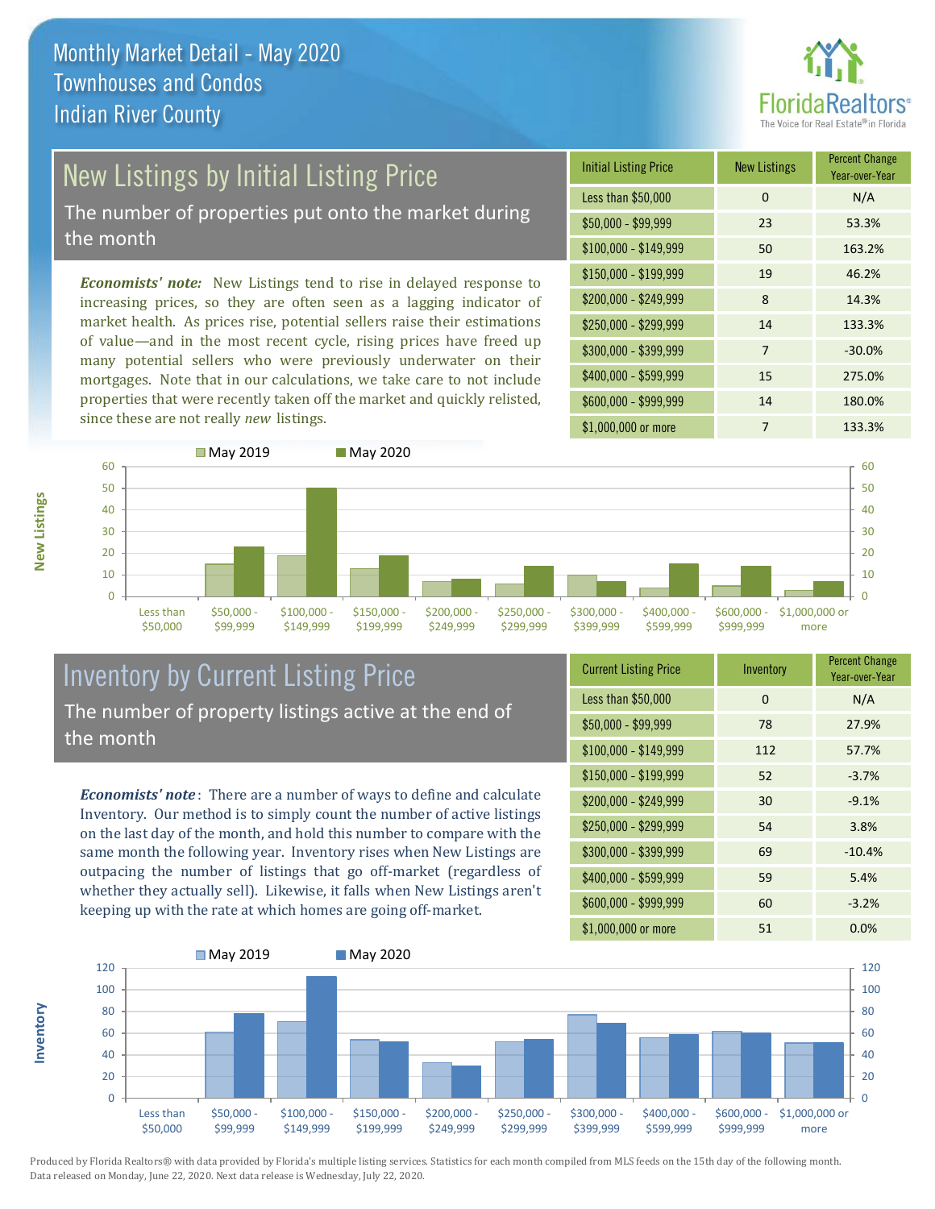# Monthly Market Detail - May 2020
## Townhouses and Condos
## Indian River County

## New Listings by Initial Listing Price

The number of properties put onto the market during the month

*Economists' note:* New Listings tend to rise in delayed response to increasing prices, so they are often seen as a lagging indicator of market health. As prices rise, potential sellers raise their estimations of value—and in the most recent cycle, rising prices have freed up many potential sellers who were previously underwater on their mortgages. Note that in our calculations, we take care to not include properties that were recently taken off the market and quickly relisted, since these are not really *new* listings.

| Initial Listing Price | New Listings | Percent Change Year-over-Year |
|---|---|---|
| Less than $50,000 | 0 | N/A |
| $50,000 - $99,999 | 23 | 53.3% |
| $100,000 - $149,999 | 50 | 163.2% |
| $150,000 - $199,999 | 19 | 46.2% |
| $200,000 - $249,999 | 8 | 14.3% |
| $250,000 - $299,999 | 14 | 133.3% |
| $300,000 - $399,999 | 7 | -30.0% |
| $400,000 - $599,999 | 15 | 275.0% |
| $600,000 - $999,999 | 14 | 180.0% |
| $1,000,000 or more | 7 | 133.3% |

## Inventory by Current Listing Price

The number of property listings active at the end of the month

*Economists' note*: There are a number of ways to define and calculate Inventory. Our method is to simply count the number of active listings on the last day of the month, and hold this number to compare with the same month the following year. Inventory rises when New Listings are outpacing the number of listings that go off-market (regardless of whether they actually sell). Likewise, it falls when New Listings aren't keeping up with the rate at which homes are going off-market.

| Current Listing Price | Inventory | Percent Change Year-over-Year |
|---|---|---|
| Less than $50,000 | 0 | N/A |
| $50,000 - $99,999 | 78 | 27.9% |
| $100,000 - $149,999 | 112 | 57.7% |
| $150,000 - $199,999 | 52 | -3.7% |
| $200,000 - $249,999 | 30 | -9.1% |
| $250,000 - $299,999 | 54 | 3.8% |
| $300,000 - $399,999 | 69 | -10.4% |
| $400,000 - $599,999 | 59 | 5.4% |
| $600,000 - $999,999 | 60 | -3.2% |
| $1,000,000 or more | 51 | 0.0% |

Produced by Florida Realtors® with data provided by Florida's multiple listing services. Statistics for each month compiled from MLS feeds on the 15th day of the following month. Data released on Monday, June 22, 2020. Next data release is Wednesday, July 22, 2020.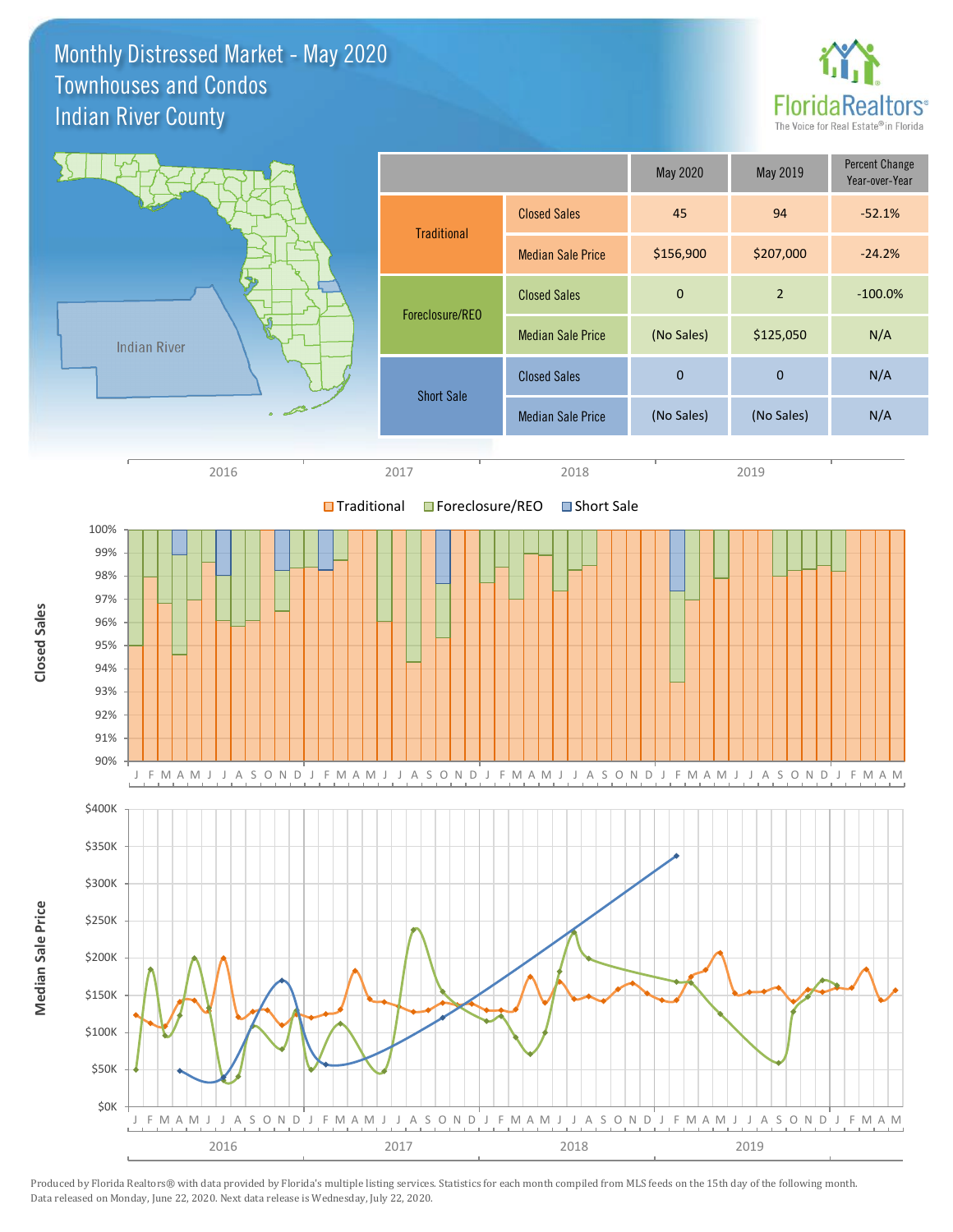# Monthly Distressed Market - May 2020
## Townhouses and Condos
## Indian River County

FloridaRealtors®
The Voice for Real Estate® in Florida

Indian River

| | | May 2020 | May 2019 | Percent Change Year-over-Year |
|---|---|---|---|---|
| Traditional | Closed Sales | 45 | 94 | -52.1% |
| | Median Sale Price | $156,900 | $207,000 | -24.2% |
| Foreclosure/REO | Closed Sales | 0 | 2 | -100.0% |
| | Median Sale Price | (No Sales) | $125,050 | N/A |
| Short Sale | Closed Sales | 0 | 0 | N/A |
| | Median Sale Price | (No Sales) | (No Sales) | N/A |

2016 2017 2018 2019

Traditional Foreclosure/REO Short Sale

Closed Sales

100% 99% 98% 97% 96% 95% 94% 93% 92% 91% 90%

J F M A M J J A S O N D J F M A M J J A S O N D J F M A M J J A S O N D J F M A M J J A S O N D J F M A M

Median Sale Price

$400K $350K $300K $250K $200K $150K $100K $50K $0K

J F M A M J J A S O N D J F M A M J J A S O N D J F M A M J J A S O N D J F M A M J J A S O N D J F M A M

2016 2017 2018 2019

Produced by Florida Realtors® with data provided by Florida's multiple listing services. Statistics for each month compiled from MLS feeds on the 15th day of the following month. Data released on Monday, June 22, 2020. Next data release is Wednesday, July 22, 2020.